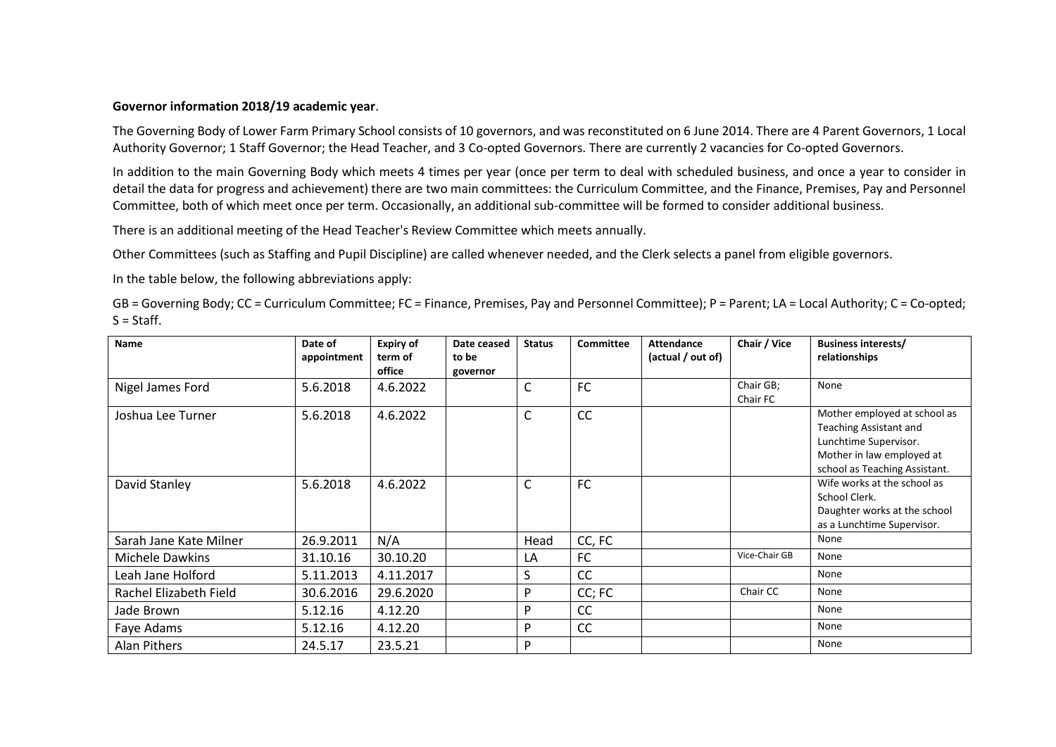**Governor information 2018/19 academic year**.

The Governing Body of Lower Farm Primary School consists of 10 governors, and was reconstituted on 6 June 2014. There are 4 Parent Governors, 1 Local Authority Governor; 1 Staff Governor; the Head Teacher, and 3 Co-opted Governors. There are currently 2 vacancies for Co-opted Governors.

In addition to the main Governing Body which meets 4 times per year (once per term to deal with scheduled business, and once a year to consider in detail the data for progress and achievement) there are two main committees: the Curriculum Committee, and the Finance, Premises, Pay and Personnel Committee, both of which meet once per term. Occasionally, an additional sub-committee will be formed to consider additional business.

There is an additional meeting of the Head Teacher's Review Committee which meets annually.

Other Committees (such as Staffing and Pupil Discipline) are called whenever needed, and the Clerk selects a panel from eligible governors.

In the table below, the following abbreviations apply:

GB = Governing Body; CC = Curriculum Committee; FC = Finance, Premises, Pay and Personnel Committee); P = Parent; LA = Local Authority; C = Co-opted; S = Staff.

| Name | Date of appointment | Expiry of term of office | Date ceased to be governor | Status | Committee | Attendance (actual / out of) | Chair / Vice | Business interests/ relationships |
|---|---|---|---|---|---|---|---|---|
| Nigel James Ford | 5.6.2018 | 4.6.2022 | | C | FC | | Chair GB; Chair FC | None |
| Joshua Lee Turner | 5.6.2018 | 4.6.2022 | | C | CC | | | Mother employed at school as Teaching Assistant and Lunchtime Supervisor. Mother in law employed at school as Teaching Assistant. |
| David Stanley | 5.6.2018 | 4.6.2022 | | C | FC | | | Wife works at the school as School Clerk. Daughter works at the school as a Lunchtime Supervisor. |
| Sarah Jane Kate Milner | 26.9.2011 | N/A | | Head | CC, FC | | | None |
| Michele Dawkins | 31.10.16 | 30.10.20 | | LA | FC | | Vice-Chair GB | None |
| Leah Jane Holford | 5.11.2013 | 4.11.2017 | | S | CC | | | None |
| Rachel Elizabeth Field | 30.6.2016 | 29.6.2020 | | P | CC; FC | | Chair CC | None |
| Jade Brown | 5.12.16 | 4.12.20 | | P | CC | | | None |
| Faye Adams | 5.12.16 | 4.12.20 | | P | CC | | | None |
| Alan Pithers | 24.5.17 | 23.5.21 | | P | | | | None |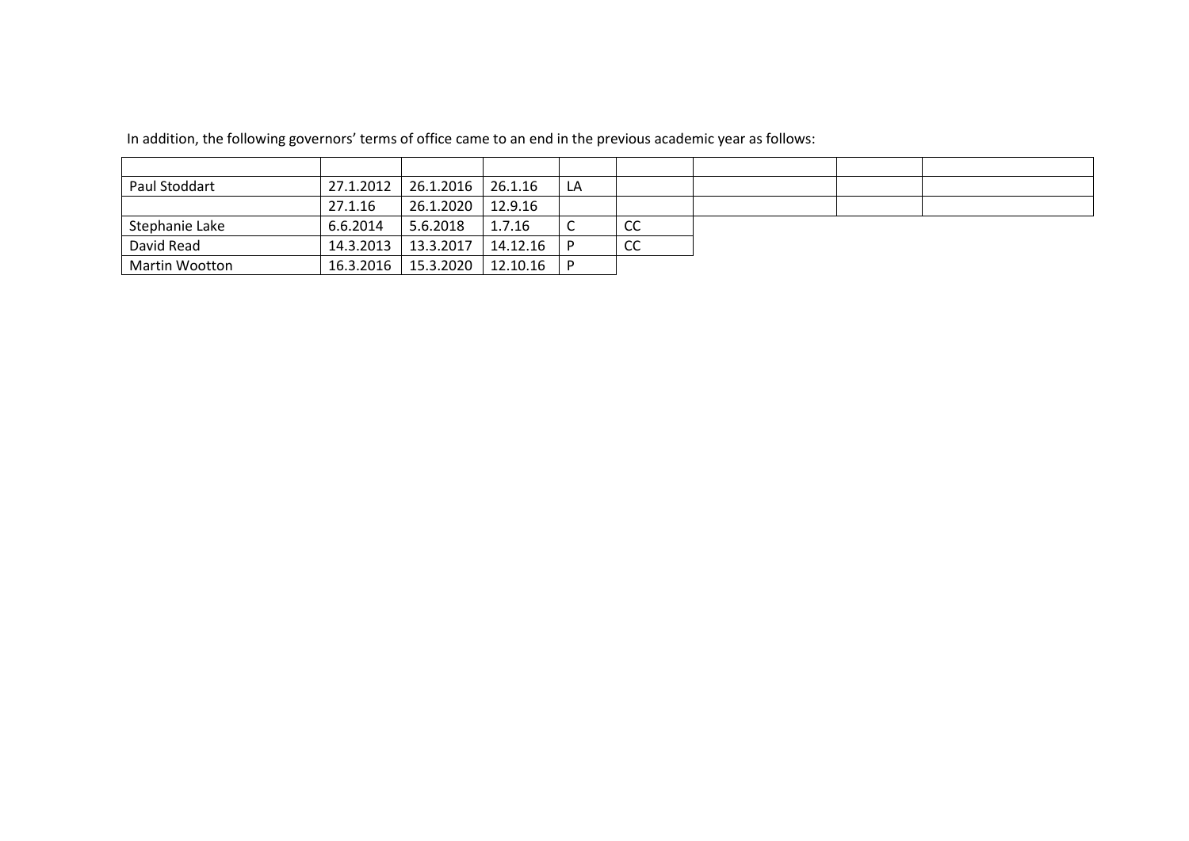In addition, the following governors' terms of office came to an end in the previous academic year as follows:

| | | | | | | | | |
|---|---|---|---|---|---|---|---|---|
| Paul Stoddart | 27.1.2012 | 26.1.2016 | 26.1.16 | LA | | | | |
| | 27.1.16 | 26.1.2020 | 12.9.16 | | | | | |
| Stephanie Lake | 6.6.2014 | 5.6.2018 | 1.7.16 | C | CC | | | |
| David Read | 14.3.2013 | 13.3.2017 | 14.12.16 | P | CC | | | |
| Martin Wootton | 16.3.2016 | 15.3.2020 | 12.10.16 | P | | | | |